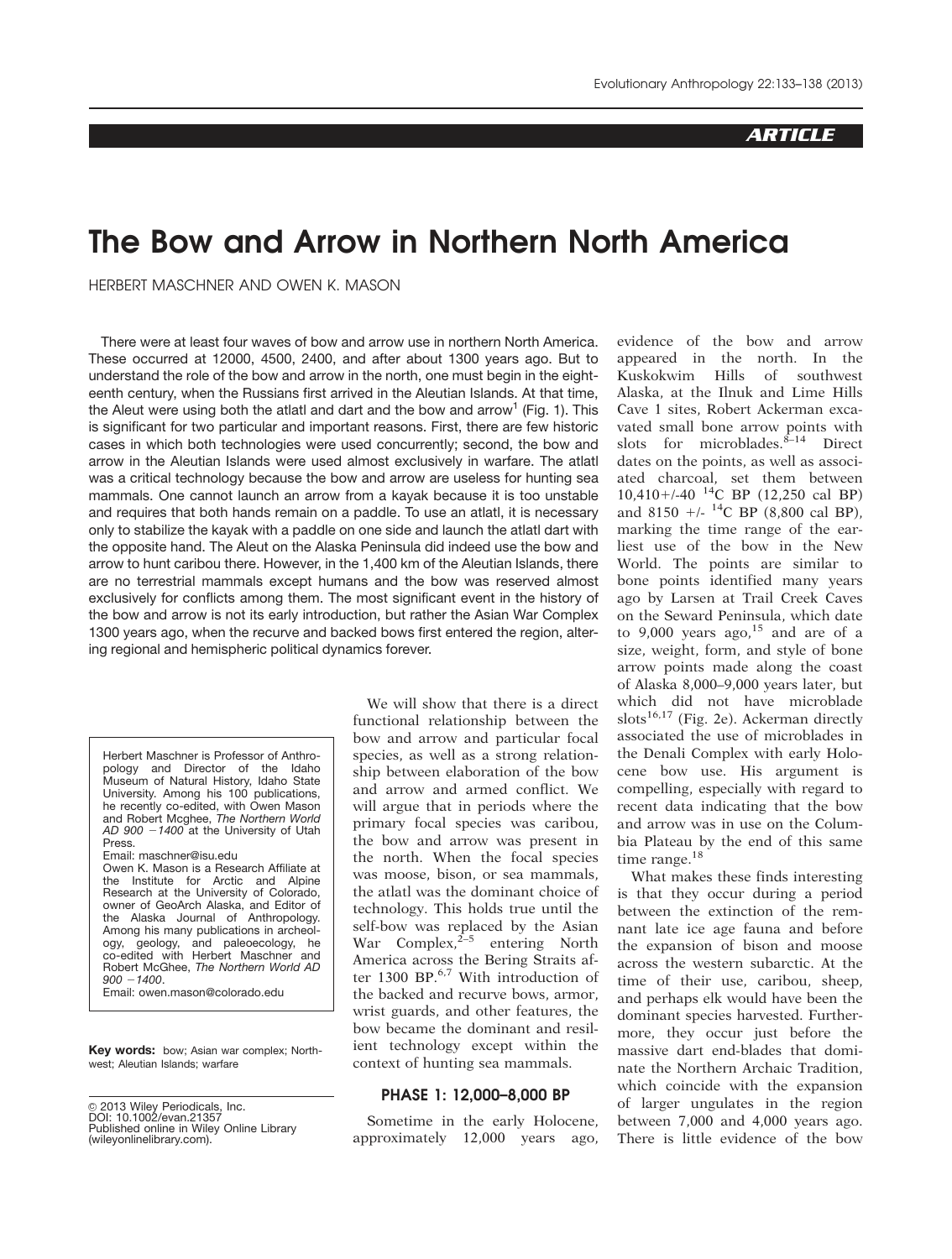## ARTICLE

# The Bow and Arrow in Northern North America

HERBERT MASCHNER AND OWEN K. MASON

There were at least four waves of bow and arrow use in northern North America. These occurred at 12000, 4500, 2400, and after about 1300 years ago. But to understand the role of the bow and arrow in the north, one must begin in the eighteenth century, when the Russians first arrived in the Aleutian Islands. At that time, the Aleut were using both the atlatl and dart and the bow and arrow[1] (Fig. 1). This is significant for two particular and important reasons. First, there are few historic cases in which both technologies were used concurrently; second, the bow and arrow in the Aleutian Islands were used almost exclusively in warfare. The atlatl was a critical technology because the bow and arrow are useless for hunting sea mammals. One cannot launch an arrow from a kayak because it is too unstable and requires that both hands remain on a paddle. To use an atlatl, it is necessary only to stabilize the kayak with a paddle on one side and launch the atlatl dart with the opposite hand. The Aleut on the Alaska Peninsula did indeed use the bow and arrow to hunt caribou there. However, in the 1,400 km of the Aleutian Islands, there are no terrestrial mammals except humans and the bow was reserved almost exclusively for conflicts among them. The most significant event in the history of the bow and arrow is not its early introduction, but rather the Asian War Complex 1300 years ago, when the recurve and backed bows first entered the region, altering regional and hemispheric political dynamics forever.

Herbert Maschner is Professor of Anthropology and Director of the Idaho Museum of Natural History, Idaho State University. Among his 100 publications, he recently co-edited, with Owen Mason and Robert Mcghee, *The Northern World AD 900 −1400* at the University of Utah Press.
Email: maschner@isu.edu
Owen K. Mason is a Research Affiliate at the Institute for Arctic and Alpine Research at the University of Colorado, owner of GeoArch Alaska, and Editor of the Alaska Journal of Anthropology. Among his many publications in archeology, geology, and paleoecology, he co-edited with Herbert Maschner and Robert McGhee, *The Northern World AD 900 −1400*.
Email: owen.mason@colorado.edu

**Key words:** bow; Asian war complex; Northwest; Aleutian Islands; warfare

© 2013 Wiley Periodicals, Inc.
DOI: 10.1002/evan.21357
Published online in Wiley Online Library (wileyonlinelibrary.com).

We will show that there is a direct functional relationship between the bow and arrow and particular focal species, as well as a strong relationship between elaboration of the bow and arrow and armed conflict. We will argue that in periods where the primary focal species was caribou, the bow and arrow was present in the north. When the focal species was moose, bison, or sea mammals, the atlatl was the dominant choice of technology. This holds true until the self-bow was replaced by the Asian War Complex,[2–5] entering North America across the Bering Straits after 1300 BP.[6,7] With introduction of the backed and recurve bows, armor, wrist guards, and other features, the bow became the dominant and resilient technology except within the context of hunting sea mammals.

## PHASE 1: 12,000–8,000 BP

Sometime in the early Holocene, approximately 12,000 years ago, evidence of the bow and arrow appeared in the north. In the Kuskokwim Hills of southwest Alaska, at the Ilnuk and Lime Hills Cave 1 sites, Robert Ackerman excavated small bone arrow points with slots for microblades.[8–14] Direct dates on the points, as well as associated charcoal, set them between 10,410+/-40 $^{14}$C BP (12,250 cal BP) and 8150 +/- $^{14}$C BP (8,800 cal BP), marking the time range of the earliest use of the bow in the New World. The points are similar to bone points identified many years ago by Larsen at Trail Creek Caves on the Seward Peninsula, which date to 9,000 years ago,[15] and are of a size, weight, form, and style of bone arrow points made along the coast of Alaska 8,000–9,000 years later, but which did not have microblade slots[16,17] (Fig. 2e). Ackerman directly associated the use of microblades in the Denali Complex with early Holocene bow use. His argument is compelling, especially with regard to recent data indicating that the bow and arrow was in use on the Columbia Plateau by the end of this same time range.[18]

What makes these finds interesting is that they occur during a period between the extinction of the remnant late ice age fauna and before the expansion of bison and moose across the western subarctic. At the time of their use, caribou, sheep, and perhaps elk would have been the dominant species harvested. Furthermore, they occur just before the massive dart end-blades that dominate the Northern Archaic Tradition, which coincide with the expansion of larger ungulates in the region between 7,000 and 4,000 years ago. There is little evidence of the bow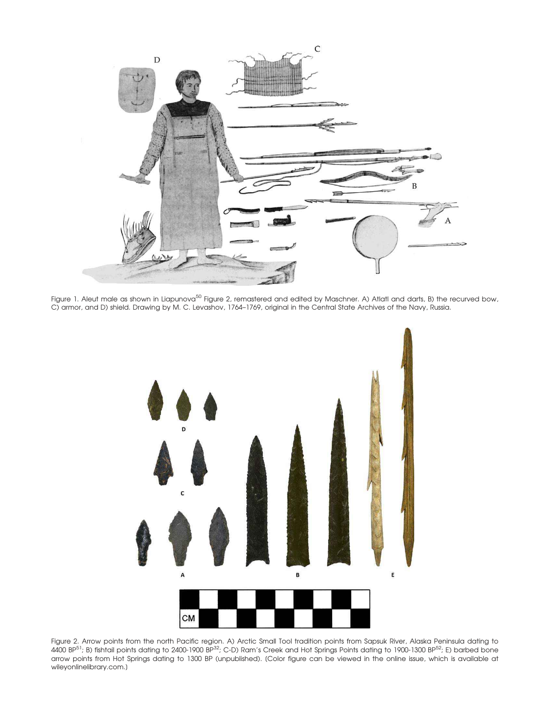Figure 1. Aleut male as shown in Liapunova[50] Figure 2, remastered and edited by Maschner. A) Atlatl and darts, B) the recurved bow, C) armor, and D) shield. Drawing by M. C. Levashov, 1764–1769, original in the Central State Archives of the Navy, Russia.

Figure 2. Arrow points from the north Pacific region. A) Arctic Small Tool tradition points from Sapsuk River, Alaska Peninsula dating to 4400 BP[51]; B) fishtail points dating to 2400-1900 BP[32]; C-D) Ram's Creek and Hot Springs Points dating to 1900-1300 BP[52]; E) barbed bone arrow points from Hot Springs dating to 1300 BP (unpublished). (Color figure can be viewed in the online issue, which is available at wileyonlinelibrary.com.)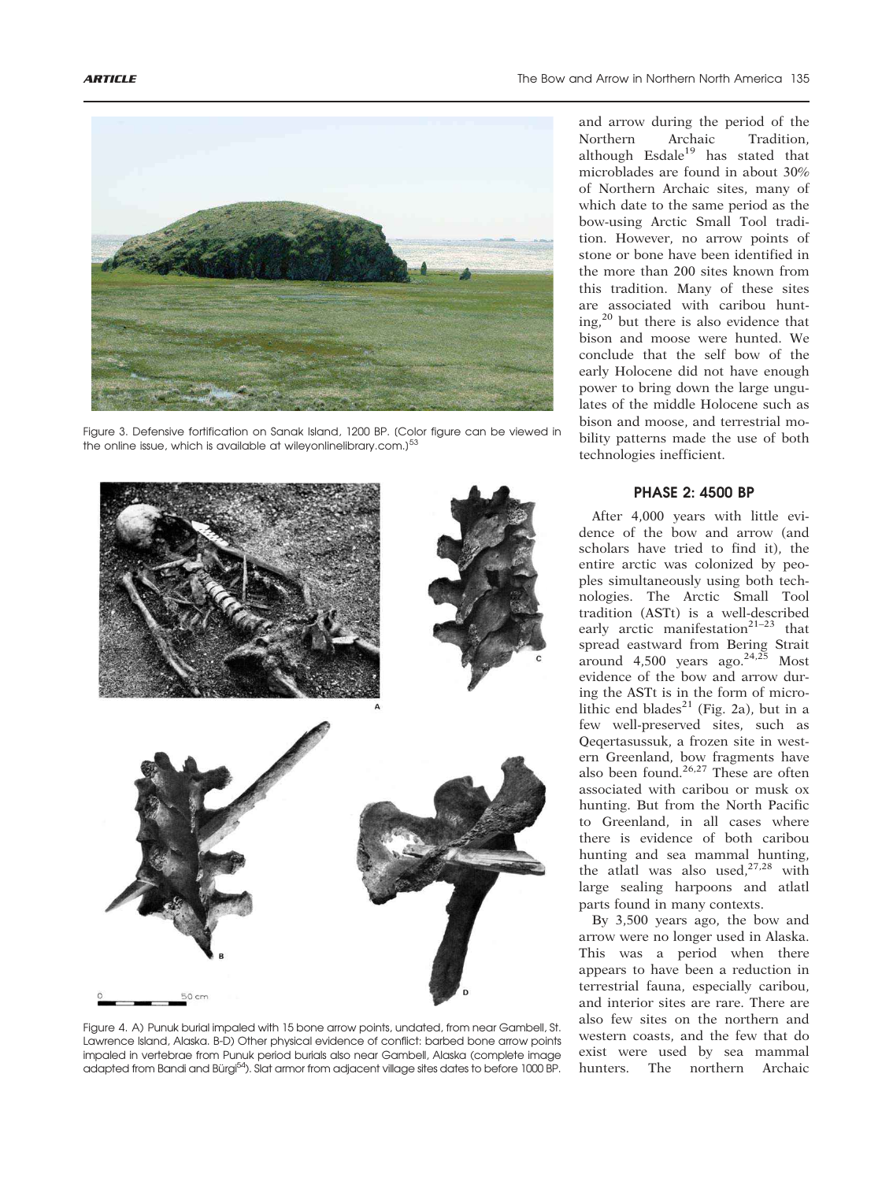Figure 3. Defensive fortification on Sanak Island, 1200 BP. (Color figure can be viewed in the online issue, which is available at wileyonlinelibrary.com.)[53]

Figure 4. A) Punuk burial impaled with 15 bone arrow points, undated, from near Gambell, St. Lawrence Island, Alaska. B-D) Other physical evidence of conflict: barbed bone arrow points impaled in vertebrae from Punuk period burials also near Gambell, Alaska (complete image adapted from Bandi and Bürgi[54]). Slat armor from adjacent village sites dates to before 1000 BP.

and arrow during the period of the Northern Archaic Tradition, although Esdale[19] has stated that microblades are found in about 30% of Northern Archaic sites, many of which date to the same period as the bow-using Arctic Small Tool tradition. However, no arrow points of stone or bone have been identified in the more than 200 sites known from this tradition. Many of these sites are associated with caribou hunting,[20] but there is also evidence that bison and moose were hunted. We conclude that the self bow of the early Holocene did not have enough power to bring down the large ungulates of the middle Holocene such as bison and moose, and terrestrial mobility patterns made the use of both technologies inefficient.

## PHASE 2: 4500 BP

After 4,000 years with little evidence of the bow and arrow (and scholars have tried to find it), the entire arctic was colonized by peoples simultaneously using both technologies. The Arctic Small Tool tradition (ASTt) is a well-described early arctic manifestation[21–23] that spread eastward from Bering Strait around 4,500 years ago.[24,25] Most evidence of the bow and arrow during the ASTt is in the form of microlithic end blades[21] (Fig. 2a), but in a few well-preserved sites, such as Qeqertasussuk, a frozen site in western Greenland, bow fragments have also been found.[26,27] These are often associated with caribou or musk ox hunting. But from the North Pacific to Greenland, in all cases where there is evidence of both caribou hunting and sea mammal hunting, the atlatl was also used,[27,28] with large sealing harpoons and atlatl parts found in many contexts.

By 3,500 years ago, the bow and arrow were no longer used in Alaska. This was a period when there appears to have been a reduction in terrestrial fauna, especially caribou, and interior sites are rare. There are also few sites on the northern and western coasts, and the few that do exist were used by sea mammal hunters. The northern Archaic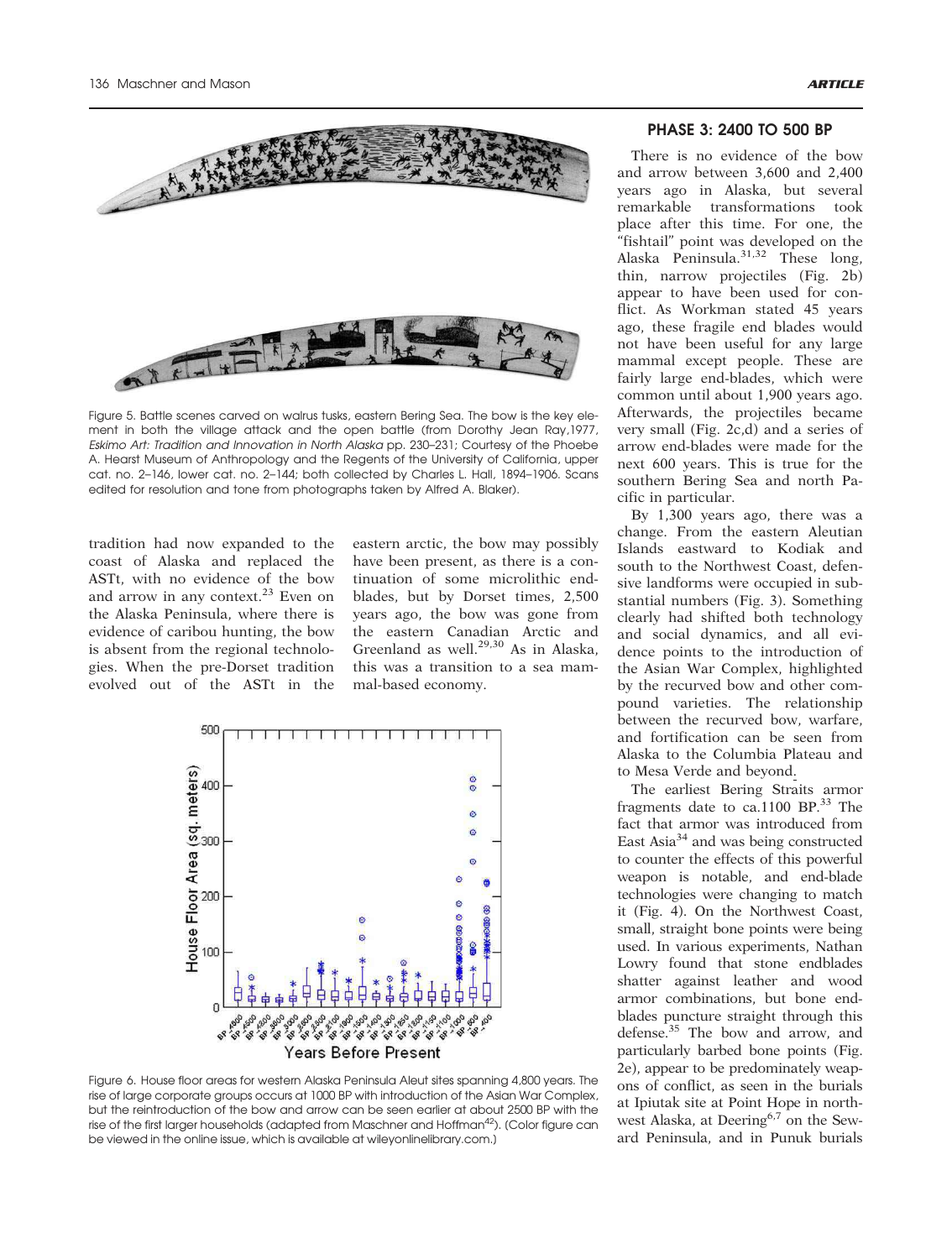Figure 5. Battle scenes carved on walrus tusks, eastern Bering Sea. The bow is the key element in both the village attack and the open battle (from Dorothy Jean Ray,1977, *Eskimo Art: Tradition and Innovation in North Alaska* pp. 230–231; Courtesy of the Phoebe A. Hearst Museum of Anthropology and the Regents of the University of California, upper cat. no. 2–146, lower cat. no. 2–144; both collected by Charles L. Hall, 1894–1906. Scans edited for resolution and tone from photographs taken by Alfred A. Blaker).

tradition had now expanded to the coast of Alaska and replaced the ASTt, with no evidence of the bow and arrow in any context.[23] Even on the Alaska Peninsula, where there is evidence of caribou hunting, the bow is absent from the regional technologies. When the pre-Dorset tradition evolved out of the ASTt in the eastern arctic, the bow may possibly have been present, as there is a continuation of some microlithic end-blades, but by Dorset times, 2,500 years ago, the bow was gone from the eastern Canadian Arctic and Greenland as well.[29,30] As in Alaska, this was a transition to a sea mammal-based economy.

Figure 6. House floor areas for western Alaska Peninsula Aleut sites spanning 4,800 years. The rise of large corporate groups occurs at 1000 BP with introduction of the Asian War Complex, but the reintroduction of the bow and arrow can be seen earlier at about 2500 BP with the rise of the first larger households (adapted from Maschner and Hoffman[42]). (Color figure can be viewed in the online issue, which is available at wileyonlinelibrary.com.)

## PHASE 3: 2400 TO 500 BP

There is no evidence of the bow and arrow between 3,600 and 2,400 years ago in Alaska, but several remarkable transformations took place after this time. For one, the "fishtail" point was developed on the Alaska Peninsula.[31,32] These long, thin, narrow projectiles (Fig. 2b) appear to have been used for conflict. As Workman stated 45 years ago, these fragile end blades would not have been useful for any large mammal except people. These are fairly large end-blades, which were common until about 1,900 years ago. Afterwards, the projectiles became very small (Fig. 2c,d) and a series of arrow end-blades were made for the next 600 years. This is true for the southern Bering Sea and north Pacific in particular.

By 1,300 years ago, there was a change. From the eastern Aleutian Islands eastward to Kodiak and south to the Northwest Coast, defensive landforms were occupied in substantial numbers (Fig. 3). Something clearly had shifted both technology and social dynamics, and all evidence points to the introduction of the Asian War Complex, highlighted by the recurved bow and other compound varieties. The relationship between the recurved bow, warfare, and fortification can be seen from Alaska to the Columbia Plateau and to Mesa Verde and beyond.

The earliest Bering Straits armor fragments date to ca.1100 BP.[33] The fact that armor was introduced from East Asia[34] and was being constructed to counter the effects of this powerful weapon is notable, and end-blade technologies were changing to match it (Fig. 4). On the Northwest Coast, small, straight bone points were being used. In various experiments, Nathan Lowry found that stone endblades shatter against leather and wood armor combinations, but bone endblades puncture straight through this defense.[35] The bow and arrow, and particularly barbed bone points (Fig. 2e), appear to be predominately weapons of conflict, as seen in the burials at Ipiutak site at Point Hope in northwest Alaska, at Deering[6,7] on the Seward Peninsula, and in Punuk burials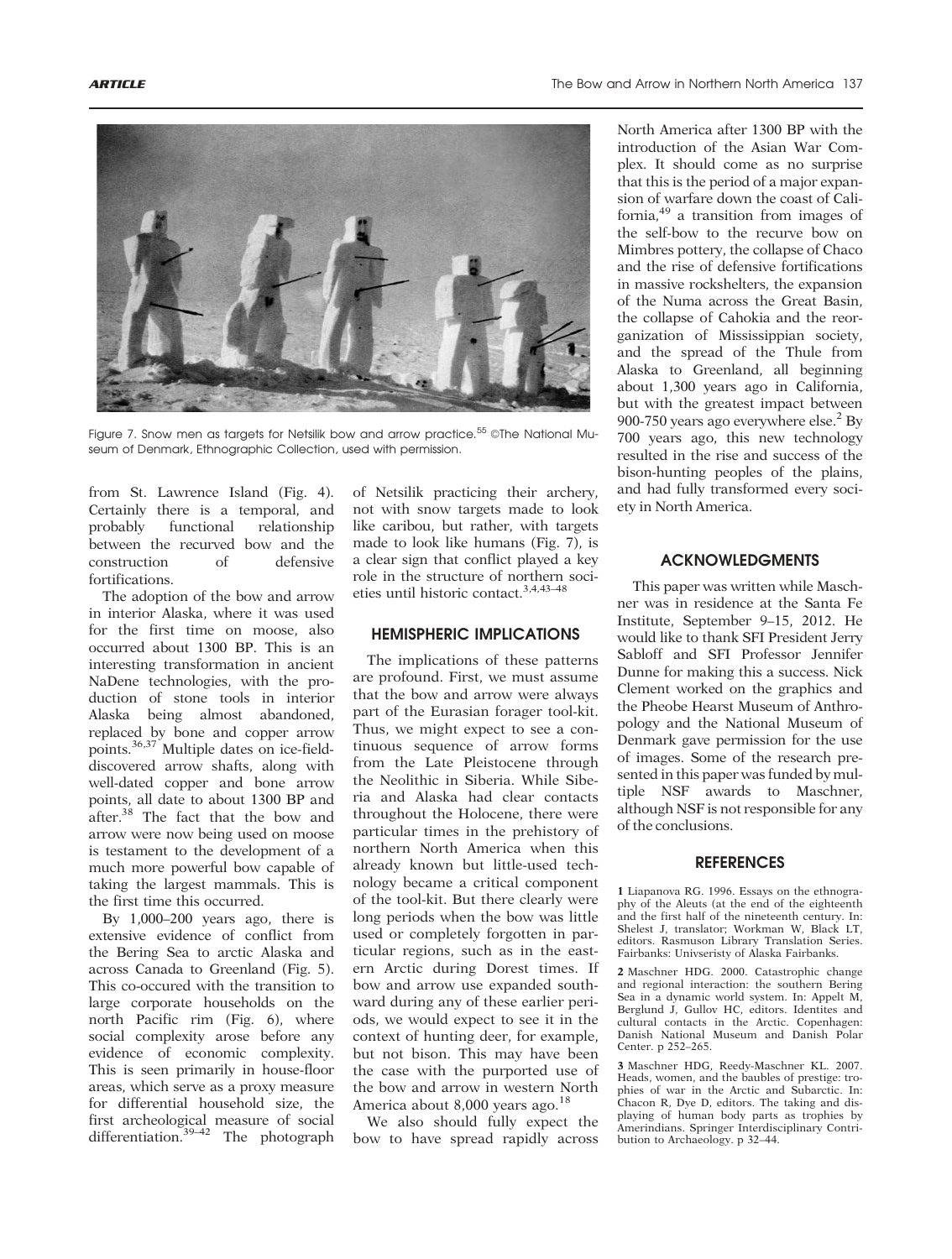Figure 7. Snow men as targets for Netsilik bow and arrow practice.[55] ©The National Museum of Denmark, Ethnographic Collection, used with permission.

from St. Lawrence Island (Fig. 4). Certainly there is a temporal, and probably functional relationship between the recurved bow and the construction of defensive fortifications.

The adoption of the bow and arrow in interior Alaska, where it was used for the first time on moose, also occurred about 1300 BP. This is an interesting transformation in ancient NaDene technologies, with the production of stone tools in interior Alaska being almost abandoned, replaced by bone and copper arrow points.[36,37] Multiple dates on ice-field-discovered arrow shafts, along with well-dated copper and bone arrow points, all date to about 1300 BP and after.[38] The fact that the bow and arrow were now being used on moose is testament to the development of a much more powerful bow capable of taking the largest mammals. This is the first time this occurred.

By 1,000–200 years ago, there is extensive evidence of conflict from the Bering Sea to arctic Alaska and across Canada to Greenland (Fig. 5). This co-occured with the transition to large corporate households on the north Pacific rim (Fig. 6), where social complexity arose before any evidence of economic complexity. This is seen primarily in house-floor areas, which serve as a proxy measure for differential household size, the first archeological measure of social differentiation.[39–42] The photograph of Netsilik practicing their archery, not with snow targets made to look like caribou, but rather, with targets made to look like humans (Fig. 7), is a clear sign that conflict played a key role in the structure of northern societies until historic contact.[3,4,43–48]

## HEMISPHERIC IMPLICATIONS

The implications of these patterns are profound. First, we must assume that the bow and arrow were always part of the Eurasian forager tool-kit. Thus, we might expect to see a continuous sequence of arrow forms from the Late Pleistocene through the Neolithic in Siberia. While Siberia and Alaska had clear contacts throughout the Holocene, there were particular times in the prehistory of northern North America when this already known but little-used technology became a critical component of the tool-kit. But there clearly were long periods when the bow was little used or completely forgotten in particular regions, such as in the eastern Arctic during Dorest times. If bow and arrow use expanded southward during any of these earlier periods, we would expect to see it in the context of hunting deer, for example, but not bison. This may have been the case with the purported use of the bow and arrow in western North America about 8,000 years ago.[18]

We also should fully expect the bow to have spread rapidly across North America after 1300 BP with the introduction of the Asian War Complex. It should come as no surprise that this is the period of a major expansion of warfare down the coast of California,[49] a transition from images of the self-bow to the recurve bow on Mimbres pottery, the collapse of Chaco and the rise of defensive fortifications in massive rockshelters, the expansion of the Numa across the Great Basin, the collapse of Cahokia and the reorganization of Mississippian society, and the spread of the Thule from Alaska to Greenland, all beginning about 1,300 years ago in California, but with the greatest impact between 900-750 years ago everywhere else.[2] By 700 years ago, this new technology resulted in the rise and success of the bison-hunting peoples of the plains, and had fully transformed every society in North America.

## ACKNOWLEDGMENTS

This paper was written while Maschner was in residence at the Santa Fe Institute, September 9–15, 2012. He would like to thank SFI President Jerry Sabloff and SFI Professor Jennifer Dunne for making this a success. Nick Clement worked on the graphics and the Pheobe Hearst Museum of Anthropology and the National Museum of Denmark gave permission for the use of images. Some of the research presented in this paper was funded by multiple NSF awards to Maschner, although NSF is not responsible for any of the conclusions.

## REFERENCES

**1** Liapanova RG. 1996. Essays on the ethnography of the Aleuts (at the end of the eighteenth and the first half of the nineteenth century. In: Shelest J, translator; Workman W, Black LT, editors. Rasmuson Library Translation Series. Fairbanks: Univseristy of Alaska Fairbanks.

**2** Maschner HDG. 2000. Catastrophic change and regional interaction: the southern Bering Sea in a dynamic world system. In: Appelt M, Berglund J, Gullov HC, editors. Identites and cultural contacts in the Arctic. Copenhagen: Danish National Museum and Danish Polar Center. p 252–265.

**3** Maschner HDG, Reedy-Maschner KL. 2007. Heads, women, and the baubles of prestige: trophies of war in the Arctic and Subarctic. In: Chacon R, Dye D, editors. The taking and displaying of human body parts as trophies by Amerindians. Springer Interdisciplinary Contribution to Archaeology. p 32–44.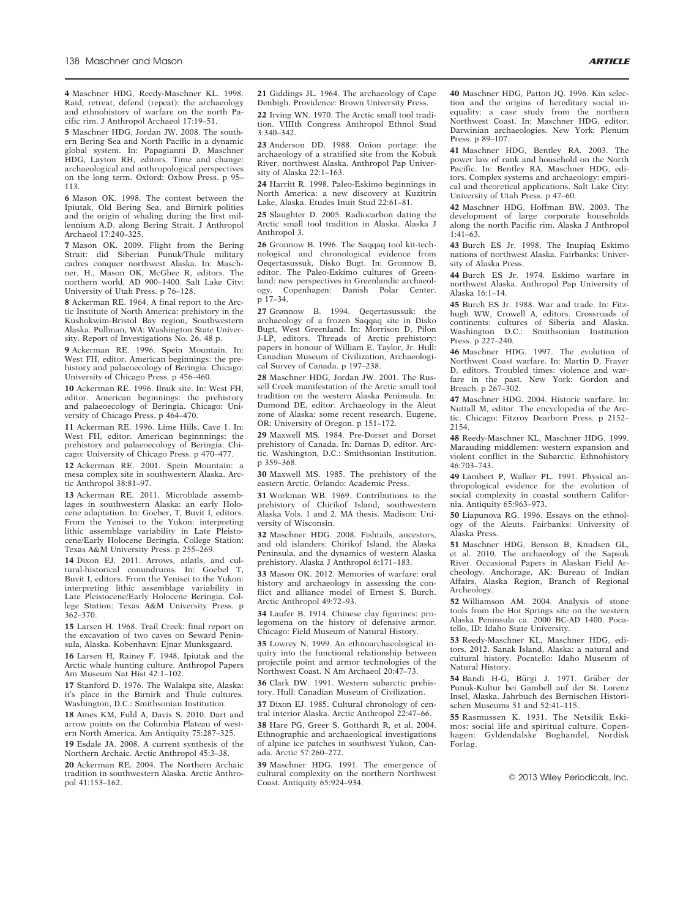4 Maschner HDG, Reedy-Maschner KL. 1998. Raid, retreat, defend (repeat): the archaeology and ethnohistory of warfare on the north Pacific rim. J Anthropol Archaeol 17:19–51.

5 Maschner HDG, Jordan JW. 2008. The southern Bering Sea and North Pacific in a dynamic global system. In: Papagianni D, Maschner HDG, Layton RH, editors. Time and change: archaeological and anthropological perspectives on the long term. Oxford: Oxbow Press. p 95–113.

6 Mason OK. 1998. The contest between the Ipiutak, Old Bering Sea, and Birnirk polities and the origin of whaling during the first millennium A.D. along Bering Strait. J Anthropol Archaeol 17:240–325.

7 Mason OK. 2009. Flight from the Bering Strait: did Siberian Punuk/Thule military cadres conquer northwest Alaska. In: Maschner, H., Mason OK, McGhee R, editors. The northern world, AD 900–1400. Salt Lake City: University of Utah Press. p 76–128.

8 Ackerman RE. 1964. A final report to the Arctic Institute of North America: prehistory in the Kushokwim-Bristol Bay region, Southwestern Alaska. Pullman, WA: Washington State University. Report of Investigations No. 26. 48 p.

9 Ackerman RE. 1996. Spein Mountain. In: West FH, editor. American beginnings: the prehistory and palaeoecology of Beringia. Chicago: University of Chicago Press. p 456–460.

10 Ackerman RE. 1996. Ilnuk site. In: West FH, editor. American beginnings: the prehistory and palaeoecology of Beringia. Chicago: University of Chicago Press. p 464–470.

11 Ackerman RE. 1996. Lime Hills, Cave 1. In: West FH, editor. American beginnnings: the prehistory and palaeoecology of Beringia. Chicago: University of Chicago Press. p 470–477.

12 Ackerman RE. 2001. Spein Mountain: a mesa complex site in southwestern Alaska. Arctic Anthropol 38:81–97.

13 Ackerman RE. 2011. Microblade assemblages in southwestern Alaska: an early Holocene adaptation. In: Goeber, T, Buvit I, editors. From the Yenisei to the Yukon: interpreting lithic assemblage variability in Late Pleistocene/Early Holocene Beringia. College Station: Texas A&M University Press. p 255–269.

14 Dixon EJ. 2011. Arrows, atlatls, and cultural-historical conundrums. In: Goebel T, Buvit I, editors. From the Yenisei to the Yukon: interpreting lithic assemblage variability in Late Pleistocene/Early Holocene Beringia. College Station: Texas A&M University Press. p 362–370.

15 Larsen H. 1968. Trail Creek: final report on the excavation of two caves on Seward Peninsula, Alaska. Kobenhavn: Ejnar Munksgaard.

16 Larsen H, Rainey F. 1948. Ipiutak and the Arctic whale hunting culture. Anthropol Papers Am Museum Nat Hist 42:1–102.

17 Stanford D. 1976. The Walakpa site, Alaska: it's place in the Birnirk and Thule cultures. Washington, D.C.: Smithsonian Institution.

18 Ames KM, Fuld A, Davis S. 2010. Dart and arrow points on the Columbia Plateau of western North America. Am Antiquity 75:287–325.

19 Esdale JA. 2008. A current synthesis of the Northern Archaic. Arctic Anthropol 45:3–38.

20 Ackerman RE. 2004. The Northern Archaic tradition in southwestern Alaska. Arctic Anthropol 41:153–162.

21 Giddings JL. 1964. The archaeology of Cape Denbigh. Providence: Brown University Press.

22 Irving WN. 1970. The Arctic small tool tradition. VIIIth Congress Anthropol Ethnol Stud 3:340–342.

23 Anderson DD. 1988. Onion portage: the archaeology of a stratified site from the Kobuk River, northwest Alaska. Anthropol Pap University of Alaska 22:1–163.

24 Harritt R. 1998. Paleo-Eskimo beginnings in North America: a new discovery at Kuzitrin Lake, Alaska. Etudes Inuit Stud 22:61–81.

25 Slaughter D. 2005. Radiocarbon dating the Arctic small tool tradition in Alaska. Alaska J Anthropol 3.

26 Gronnow B. 1996. The Saqqaq tool kit-technological and chronological evidence from Qeqertasussuk, Disko Bugt. In: Gronnow B, editor. The Paleo-Eskimo cultures of Greenland: new perspectives in Greenlandic archaeology. Copenhagen: Danish Polar Center. p 17–34.

27 Grønnow B. 1994. Qeqertasussuk: the archaeology of a frozen Saqqaq site in Disko Bugt, West Greenland. In: Morrison D, Pilon J-LP, editors. Threads of Arctic prehistory: papers in honour of William E. Taylor, Jr. Hull: Canadian Museum of Civilization, Archaeological Survey of Canada. p 197–238.

28 Maschner HDG, Jordan JW. 2001. The Russell Creek manifestation of the Arctic small tool tradition on the western Alaska Peninsula. In: Dumond DE, editor. Archaeology in the Aleut zone of Alaska: some recent research. Eugene, OR: University of Oregon. p 151–172.

29 Maxwell MS. 1984. Pre-Dorset and Dorset prehistory of Canada. In: Damas D, editor. Arctic. Washington, D.C.: Smithsonian Institution. p 359–368.

30 Maxwell MS. 1985. The prehistory of the eastern Arctic. Orlando: Academic Press.

31 Workman WB. 1969. Contributions to the prehistory of Chirikof Island, southwestern Alaska Vols. 1 and 2. MA thesis. Madison: University of Wisconsin.

32 Maschner HDG. 2008. Fishtails, ancestors, and old islanders: Chirikof Island, the Alaska Peninsula, and the dynamics of western Alaska prehistory. Alaska J Anthropol 6:171–183.

33 Mason OK. 2012. Memories of warfare: oral history and archaeology in assessing the conflict and alliance model of Ernest S. Burch. Arctic Anthropol 49:72–93.

34 Laufer B. 1914. Chinese clay figurines: prolegomena on the history of defensive armor. Chicago: Field Museum of Natural History.

35 Lowrey N. 1999. An ethnoarchaeological inquiry into the functional relationship between projectile point and armor technologies of the Northwest Coast. N Am Archaeol 20:47–73.

36 Clark DW. 1991. Western subarctic prehistory. Hull: Canadian Museum of Civilization.

37 Dixon EJ. 1985. Cultural chronology of central interior Alaska. Arctic Anthropol 22:47–66.

38 Hare PG, Greer S, Gotthardt R, et al. 2004. Ethnographic and archaeological investigations of alpine ice patches in southwest Yukon, Canada. Arctic 57:260–272.

39 Maschner HDG. 1991. The emergence of cultural complexity on the northern Northwest Coast. Antiquity 65:924–934.

40 Maschner HDG, Patton JQ. 1996. Kin selection and the origins of hereditary social inequality: a case study from the northern Northwest Coast. In: Maschner HDG, editor. Darwinian archaeologies. New York: Plenum Press. p 89–107.

41 Maschner HDG, Bentley RA. 2003. The power law of rank and household on the North Pacific. In: Bentley RA, Maschner HDG, editors. Complex systems and archaeology: empirical and theoretical applications. Salt Lake City: University of Utah Press. p 47–60.

42 Maschner HDG, Hoffman BW. 2003. The development of large corporate households along the North Pacific rim. Alaska J Anthropol 1:41–63.

43 Burch ES Jr. 1998. The Inupiaq Eskimo nations of northwest Alaska. Fairbanks: University of Alaska Press.

44 Burch ES Jr. 1974. Eskimo warfare in northwest Alaska. Anthropol Pap University of Alaska 16:1–14.

45 Burch ES Jr. 1988. War and trade. In: Fitzhugh WW, Crowell A, editors. Crossroads of continents: cultures of Siberia and Alaska. Washington D.C.: Smithsonian Institution Press. p 227–240.

46 Maschner HDG. 1997. The evolution of Northwest Coast warfare. In: Martin D, Frayer D, editors. Troubled times: violence and warfare in the past. New York: Gordon and Breach. p 267–302.

47 Maschner HDG. 2004. Historic warfare. In: Nuttall M, editor. The encyclopedia of the Arctic. Chicago: Fitzroy Dearborn Press. p 2152–2154.

48 Reedy-Maschner KL, Maschner HDG. 1999. Marauding middlemen: western expansion and violent conflict in the Subarctic. Ethnohistory 46:703–743.

49 Lambert P, Walker PL. 1991. Physical anthropological evidence for the evolution of social complexity in coastal southern California. Antiquity 65:963–973.

50 Liapunova RG. 1996. Essays on the ethnology of the Aleuts. Fairbanks: University of Alaska Press.

51 Maschner HDG, Benson B, Knudsen GL, et al. 2010. The archaeology of the Sapsuk River. Occasional Papers in Alaskan Field Archeology. Anchorage, AK: Bureau of Indian Affairs, Alaska Region, Branch of Regional Archeology.

52 Williamson AM. 2004. Analysis of stone tools from the Hot Springs site on the western Alaska Peninsula ca. 2000 BC-AD 1400. Pocatello, ID: Idaho State University.

53 Reedy-Maschner KL, Maschner HDG, editors. 2012. Sanak Island, Alaska: a natural and cultural history. Pocatello: Idaho Museum of Natural History.

54 Bandi H-G, Bürgi J. 1971. Gräber der Punuk-Kultur bei Gambell auf der St. Lorenz Insel, Alaska. Jahrbuch des Bernischen Historischen Museums 51 and 52:41–115.

55 Rasmussen K. 1931. The Netsilik Eskimos: social life and spiritual culture. Copenhagen: Gyldendalske Boghandel, Nordisk Forlag.

© 2013 Wiley Periodicals, Inc.